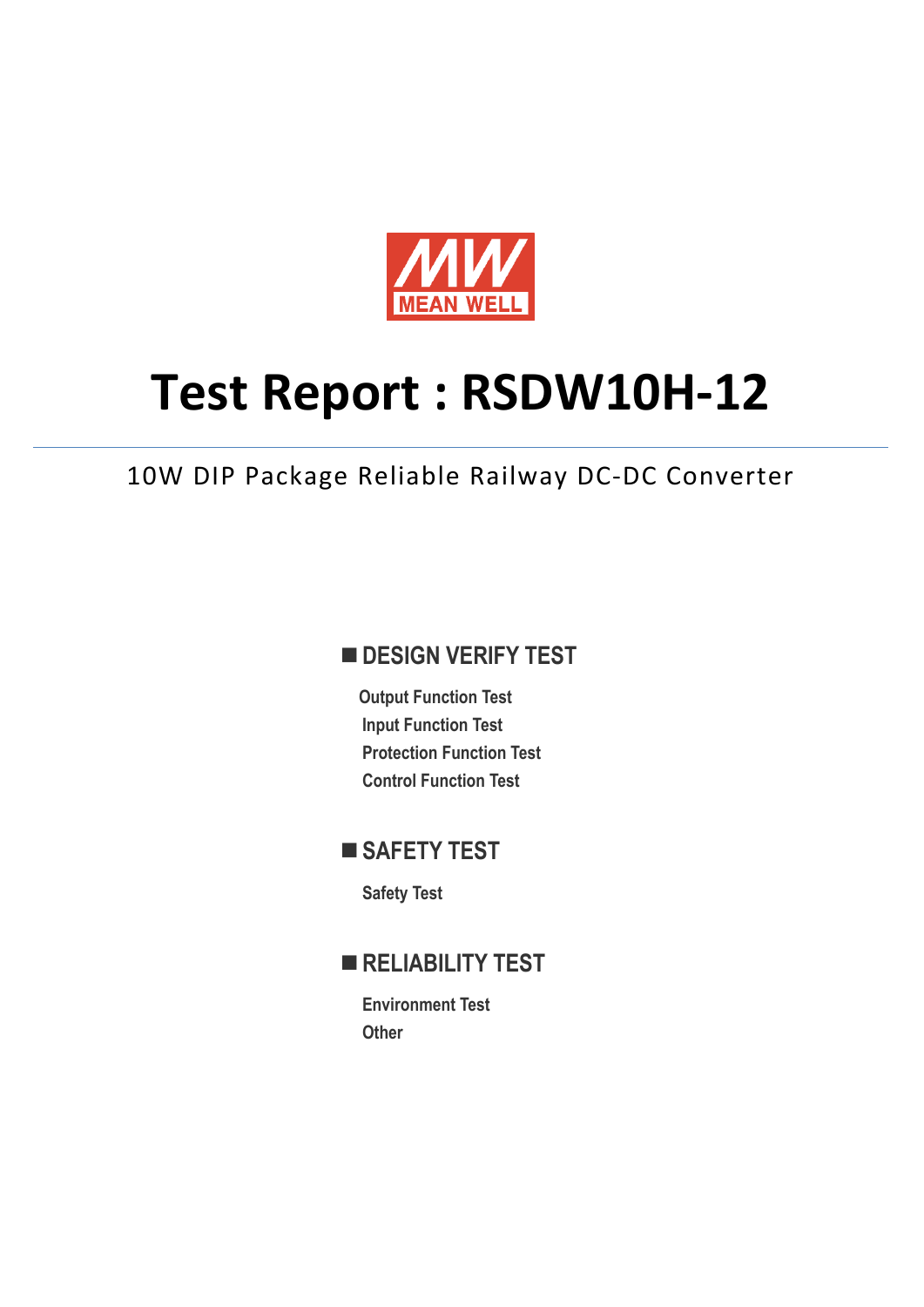MEAN WELL

# Test Report : RSDW10H-12

10W DIP Package Reliable Railway DC-DC Converter

## ■ DESIGN VERIFY TEST

**Output Function Test**

**Input Function Test**

**Protection Function Test**

**Control Function Test**

## ■ SAFETY TEST

**Safety Test**

## ■ RELIABILITY TEST

**Environment Test**

**Other**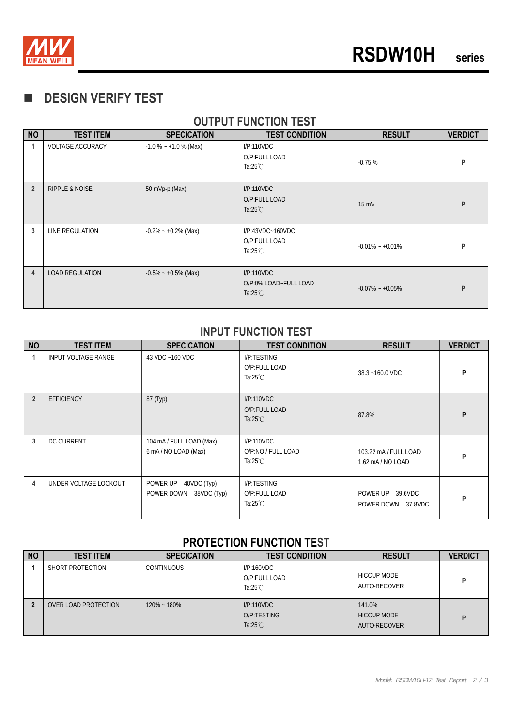## DESIGN VERIFY TEST

### OUTPUT FUNCTION TEST

| NO | TEST ITEM | SPECICATION | TEST CONDITION | RESULT | VERDICT |
|---|---|---|---|---|---|
| 1 | VOLTAGE ACCURACY | -1.0 % ~ +1.0 % (Max) | I/P:110VDC<br>O/P:FULL LOAD<br>Ta:25℃ | -0.75 % | P |
| 2 | RIPPLE & NOISE | 50 mVp-p (Max) | I/P:110VDC<br>O/P:FULL LOAD<br>Ta:25℃ | 15 mV | P |
| 3 | LINE REGULATION | -0.2% ~ +0.2% (Max) | I/P:43VDC~160VDC<br>O/P:FULL LOAD<br>Ta:25℃ | -0.01% ~ +0.01% | P |
| 4 | LOAD REGULATION | -0.5% ~ +0.5% (Max) | I/P:110VDC<br>O/P:0% LOAD~FULL LOAD<br>Ta:25℃ | -0.07% ~ +0.05% | P |

### INPUT FUNCTION TEST

| NO | TEST ITEM | SPECICATION | TEST CONDITION | RESULT | VERDICT |
|---|---|---|---|---|---|
| 1 | INPUT VOLTAGE RANGE | 43 VDC ~160 VDC | I/P:TESTING<br>O/P:FULL LOAD<br>Ta:25℃ | 38.3 ~160.0 VDC | P |
| 2 | EFFICIENCY | 87 (Typ) | I/P:110VDC<br>O/P:FULL LOAD<br>Ta:25℃ | 87.8% | P |
| 3 | DC CURRENT | 104 mA / FULL LOAD (Max)<br>6 mA / NO LOAD (Max) | I/P:110VDC<br>O/P:NO / FULL LOAD<br>Ta:25℃ | 103.22 mA / FULL LOAD<br>1.62 mA / NO LOAD | P |
| 4 | UNDER VOLTAGE LOCKOUT | POWER UP 40VDC (Typ)<br>POWER DOWN 38VDC (Typ) | I/P:TESTING<br>O/P:FULL LOAD<br>Ta:25℃ | POWER UP 39.6VDC<br>POWER DOWN 37.8VDC | P |

### PROTECTION FUNCTION TEST

| NO | TEST ITEM | SPECICATION | TEST CONDITION | RESULT | VERDICT |
|---|---|---|---|---|---|
| 1 | SHORT PROTECTION | CONTINUOUS | I/P:160VDC<br>O/P:FULL LOAD<br>Ta:25℃ | HICCUP MODE<br>AUTO-RECOVER | P |
| 2 | OVER LOAD PROTECTION | 120% ~ 180% | I/P:110VDC<br>O/P:TESTING<br>Ta:25℃ | 141.0%<br>HICCUP MODE<br>AUTO-RECOVER | P |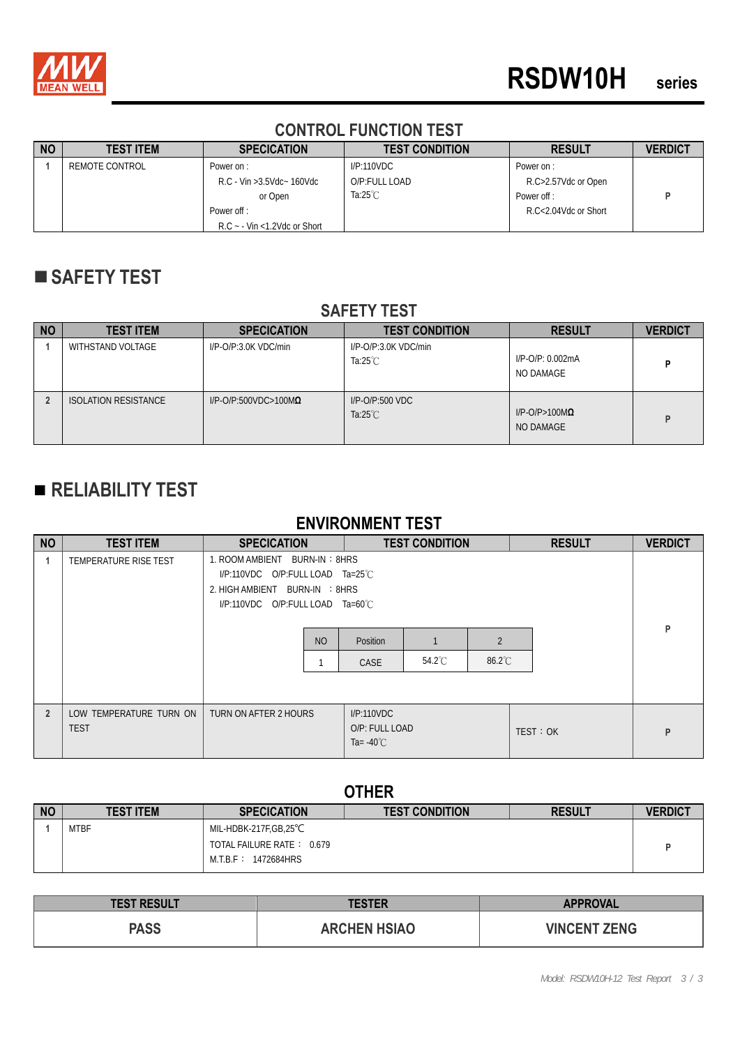# RSDW10H series

## CONTROL FUNCTION TEST

| NO | TEST ITEM | SPECICATION | TEST CONDITION | RESULT | VERDICT |
|---|---|---|---|---|---|
| 1 | REMOTE CONTROL | Power on : R.C - Vin >3.5Vdc~ 160Vdc or Open Power off : R.C ~ - Vin <1.2Vdc or Short | I/P:110VDC O/P:FULL LOAD Ta:25℃ | Power on : R.C>2.57Vdc or Open Power off : R.C<2.04Vdc or Short | P |

## ■ SAFETY TEST

### SAFETY TEST

| NO | TEST ITEM | SPECICATION | TEST CONDITION | RESULT | VERDICT |
|---|---|---|---|---|---|
| 1 | WITHSTAND VOLTAGE | I/P-O/P:3.0K VDC/min | I/P-O/P:3.0K VDC/min Ta:25℃ | I/P-O/P: 0.002mA NO DAMAGE | P |
| 2 | ISOLATION RESISTANCE | I/P-O/P:500VDC>100MΩ | I/P-O/P:500 VDC Ta:25℃ | I/P-O/P>100MΩ NO DAMAGE | P |

## ■ RELIABILITY TEST

### ENVIRONMENT TEST

| NO | TEST ITEM | SPECICATION | TEST CONDITION | RESULT | VERDICT |
|---|---|---|---|---|---|
| 1 | TEMPERATURE RISE TEST | 1. ROOM AMBIENT BURN-IN：8HRS I/P:110VDC O/P:FULL LOAD Ta=25℃ 2. HIGH AMBIENT BURN-IN ：8HRS I/P:110VDC O/P:FULL LOAD Ta=60℃ | | | P |
| 2 | LOW TEMPERATURE TURN ON TEST | TURN ON AFTER 2 HOURS | I/P:110VDC O/P: FULL LOAD Ta= -40℃ | TEST：OK | P |

| NO | Position | 1 | 2 |
|---|---|---|---|
| 1 | CASE | 54.2℃ | 86.2℃ |

### OTHER

| NO | TEST ITEM | SPECICATION | TEST CONDITION | RESULT | VERDICT |
|---|---|---|---|---|---|
| 1 | MTBF | MIL-HDBK-217F,GB,25℃ TOTAL FAILURE RATE： 0.679 M.T.B.F： 1472684HRS | | | P |

| TEST RESULT | TESTER | APPROVAL |
|---|---|---|
| PASS | ARCHEN HSIAO | VINCENT ZENG |

*Model: RSDW10H-12 Test Report*